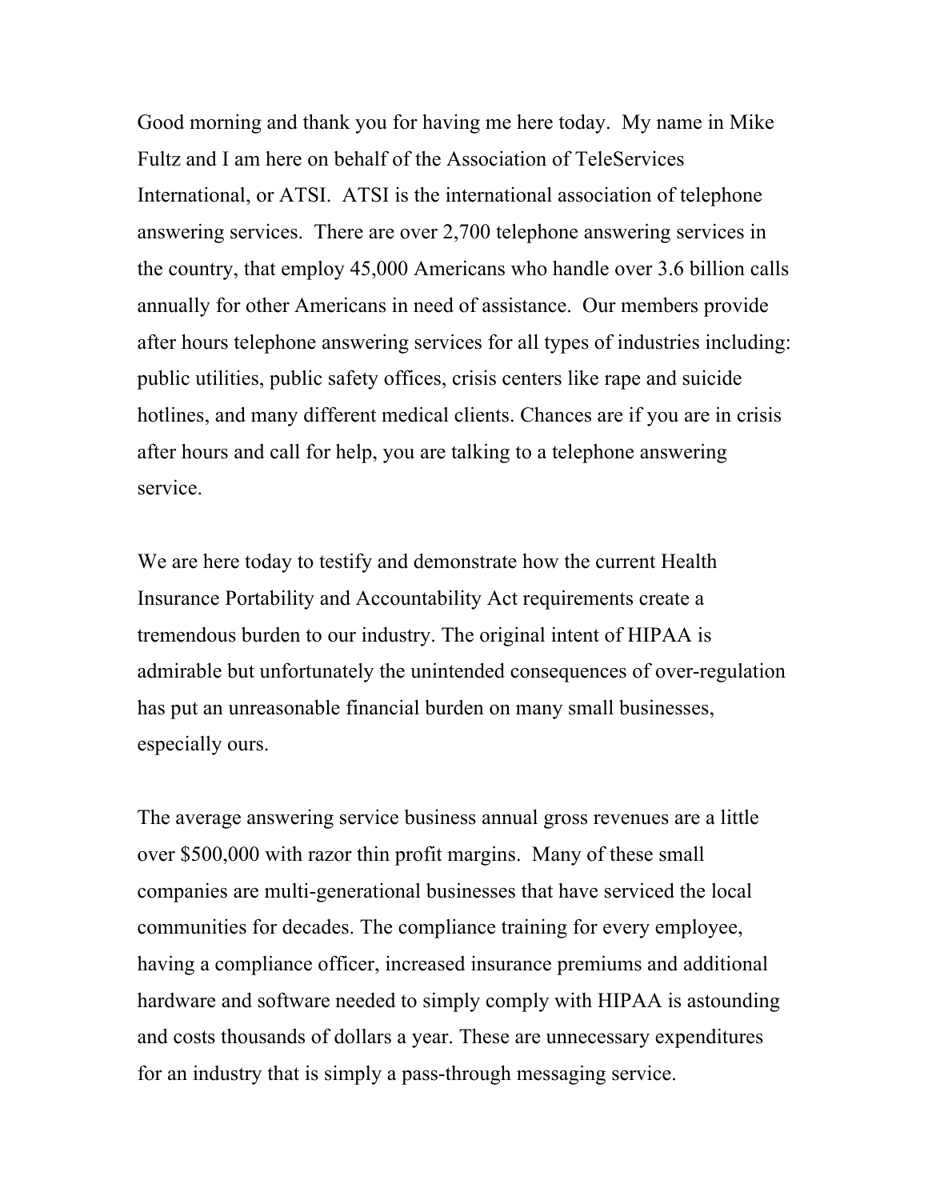Good morning and thank you for having me here today. My name in Mike Fultz and I am here on behalf of the Association of TeleServices International, or ATSI. ATSI is the international association of telephone answering services. There are over 2,700 telephone answering services in the country, that employ 45,000 Americans who handle over 3.6 billion calls annually for other Americans in need of assistance. Our members provide after hours telephone answering services for all types of industries including: public utilities, public safety offices, crisis centers like rape and suicide hotlines, and many different medical clients. Chances are if you are in crisis after hours and call for help, you are talking to a telephone answering service.

We are here today to testify and demonstrate how the current Health Insurance Portability and Accountability Act requirements create a tremendous burden to our industry. The original intent of HIPAA is admirable but unfortunately the unintended consequences of over-regulation has put an unreasonable financial burden on many small businesses, especially ours.

The average answering service business annual gross revenues are a little over $500,000 with razor thin profit margins. Many of these small companies are multi-generational businesses that have serviced the local communities for decades. The compliance training for every employee, having a compliance officer, increased insurance premiums and additional hardware and software needed to simply comply with HIPAA is astounding and costs thousands of dollars a year. These are unnecessary expenditures for an industry that is simply a pass-through messaging service.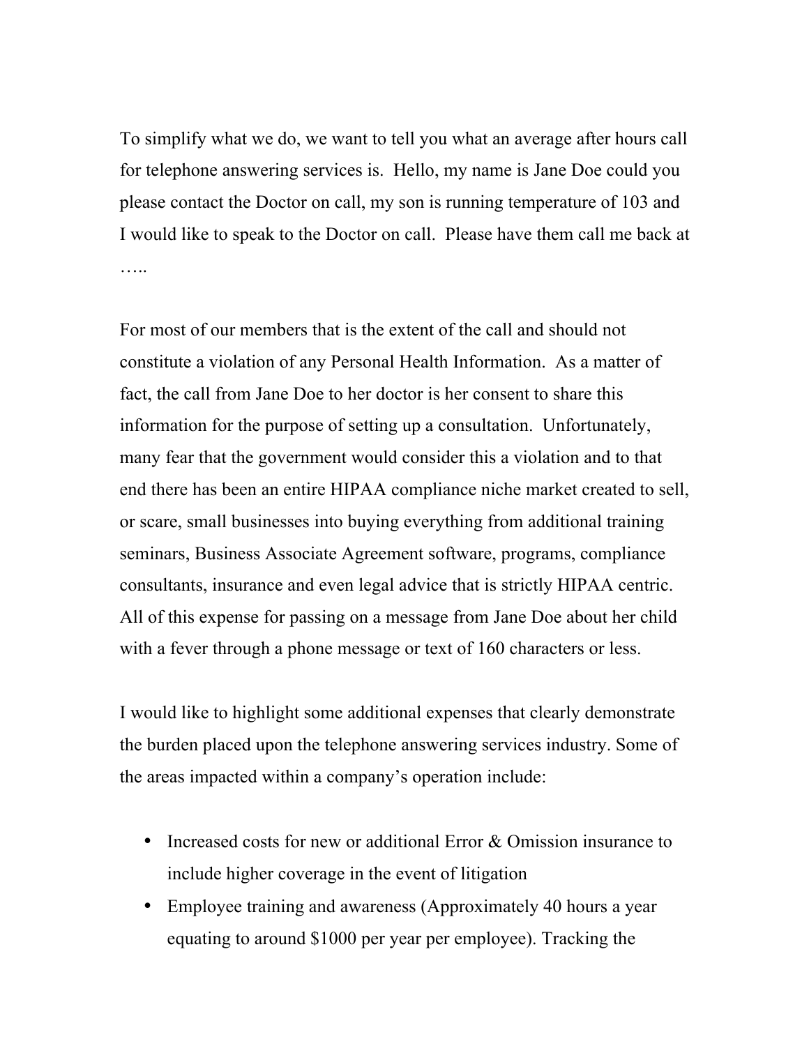To simplify what we do, we want to tell you what an average after hours call for telephone answering services is.  Hello, my name is Jane Doe could you please contact the Doctor on call, my son is running temperature of 103 and I would like to speak to the Doctor on call.  Please have them call me back at …..

For most of our members that is the extent of the call and should not constitute a violation of any Personal Health Information.  As a matter of fact, the call from Jane Doe to her doctor is her consent to share this information for the purpose of setting up a consultation.  Unfortunately, many fear that the government would consider this a violation and to that end there has been an entire HIPAA compliance niche market created to sell, or scare, small businesses into buying everything from additional training seminars, Business Associate Agreement software, programs, compliance consultants, insurance and even legal advice that is strictly HIPAA centric. All of this expense for passing on a message from Jane Doe about her child with a fever through a phone message or text of 160 characters or less.

I would like to highlight some additional expenses that clearly demonstrate the burden placed upon the telephone answering services industry. Some of the areas impacted within a company's operation include:

- Increased costs for new or additional Error & Omission insurance to include higher coverage in the event of litigation
- Employee training and awareness (Approximately 40 hours a year equating to around $1000 per year per employee). Tracking the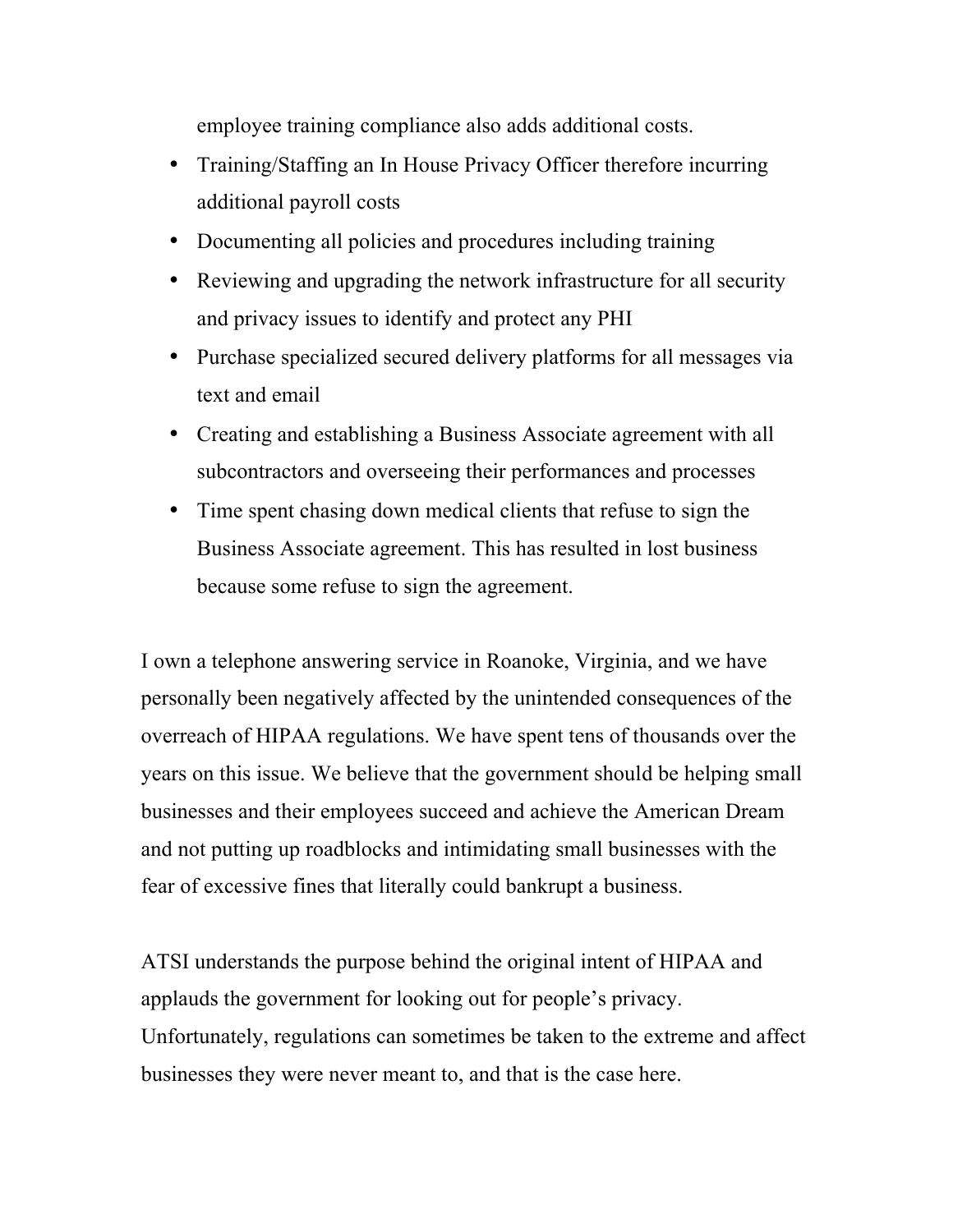employee training compliance also adds additional costs.

- Training/Staffing an In House Privacy Officer therefore incurring additional payroll costs
- Documenting all policies and procedures including training
- Reviewing and upgrading the network infrastructure for all security and privacy issues to identify and protect any PHI
- Purchase specialized secured delivery platforms for all messages via text and email
- Creating and establishing a Business Associate agreement with all subcontractors and overseeing their performances and processes
- Time spent chasing down medical clients that refuse to sign the Business Associate agreement. This has resulted in lost business because some refuse to sign the agreement.

I own a telephone answering service in Roanoke, Virginia, and we have personally been negatively affected by the unintended consequences of the overreach of HIPAA regulations. We have spent tens of thousands over the years on this issue. We believe that the government should be helping small businesses and their employees succeed and achieve the American Dream and not putting up roadblocks and intimidating small businesses with the fear of excessive fines that literally could bankrupt a business.

ATSI understands the purpose behind the original intent of HIPAA and applauds the government for looking out for people's privacy. Unfortunately, regulations can sometimes be taken to the extreme and affect businesses they were never meant to, and that is the case here.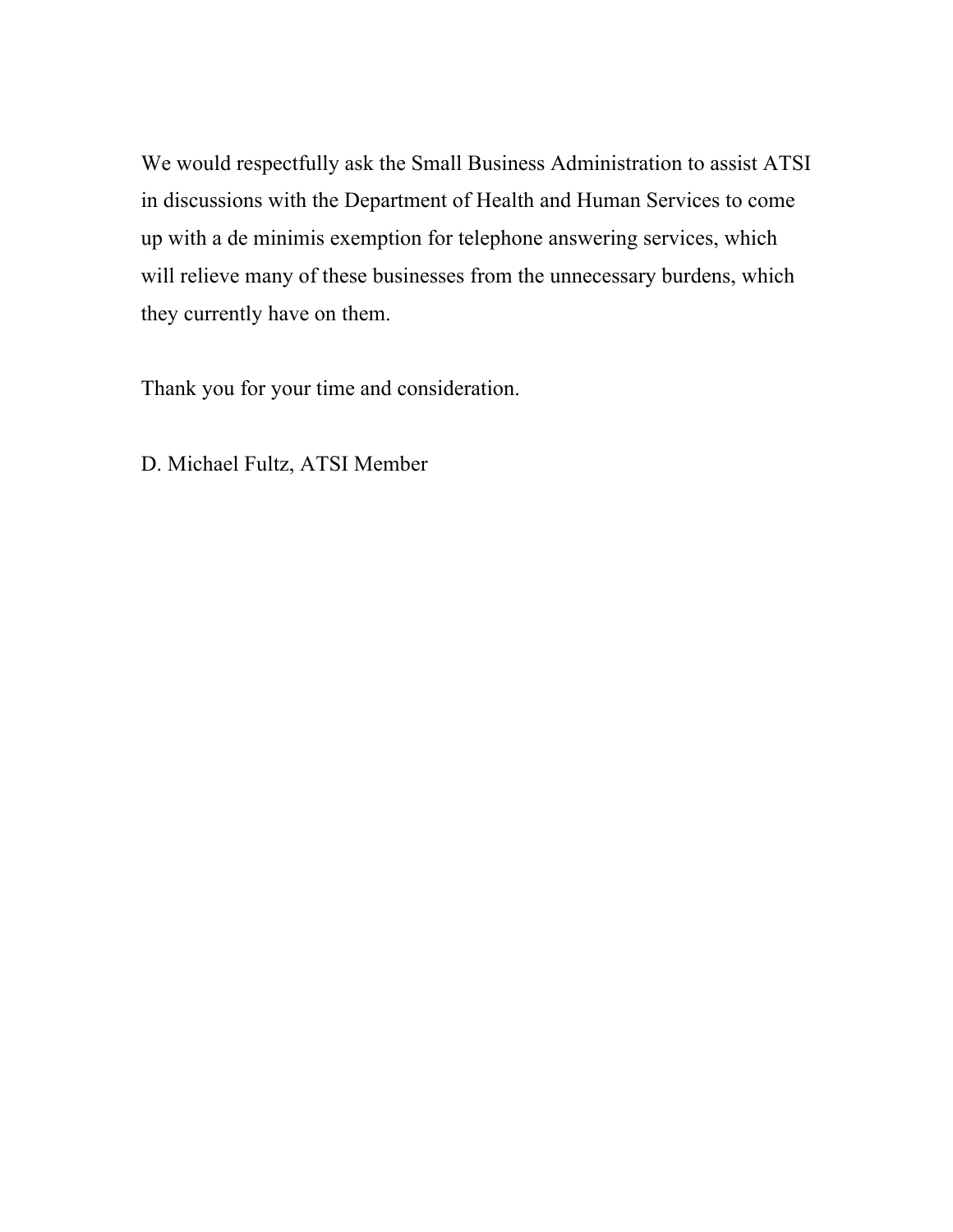We would respectfully ask the Small Business Administration to assist ATSI in discussions with the Department of Health and Human Services to come up with a de minimis exemption for telephone answering services, which will relieve many of these businesses from the unnecessary burdens, which they currently have on them.

Thank you for your time and consideration.

D. Michael Fultz, ATSI Member